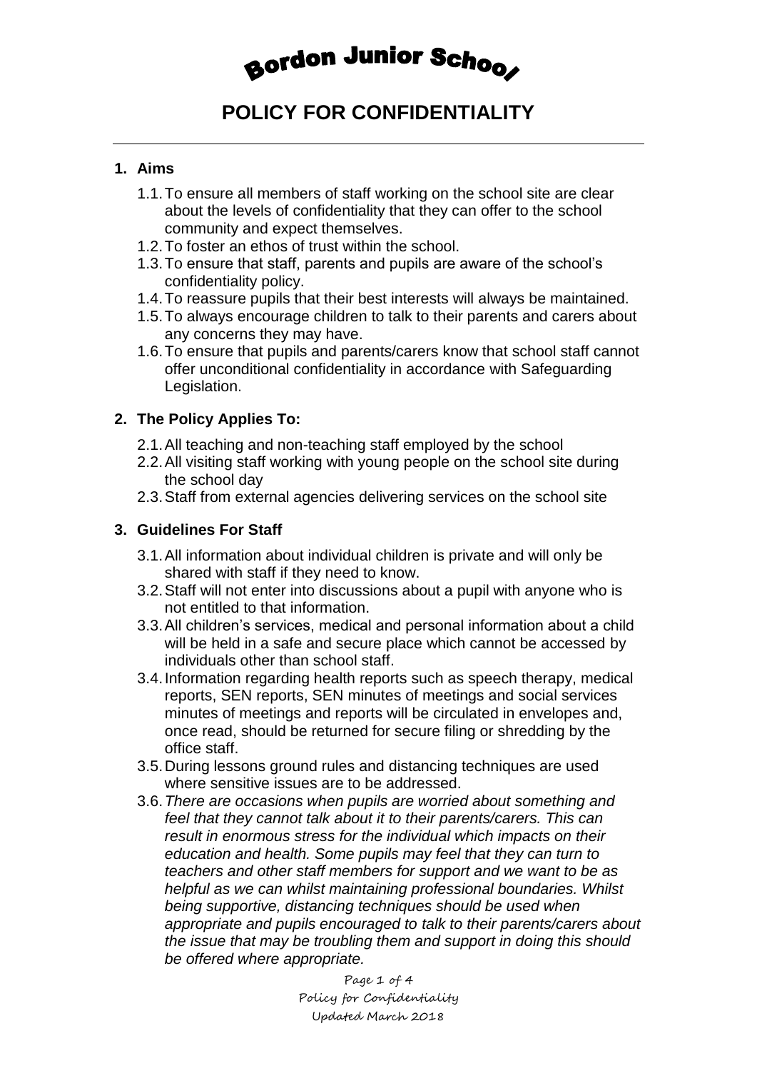# Bordon Junior School

## POLICY FOR CONFIDENTIALITY

### 1. Aims

1.1. To ensure all members of staff working on the school site are clear about the levels of confidentiality that they can offer to the school community and expect themselves.

1.2. To foster an ethos of trust within the school.

1.3. To ensure that staff, parents and pupils are aware of the school's confidentiality policy.

1.4. To reassure pupils that their best interests will always be maintained.

1.5. To always encourage children to talk to their parents and carers about any concerns they may have.

1.6. To ensure that pupils and parents/carers know that school staff cannot offer unconditional confidentiality in accordance with Safeguarding Legislation.

### 2. The Policy Applies To:

2.1. All teaching and non-teaching staff employed by the school

2.2. All visiting staff working with young people on the school site during the school day

2.3. Staff from external agencies delivering services on the school site

### 3. Guidelines For Staff

3.1. All information about individual children is private and will only be shared with staff if they need to know.

3.2. Staff will not enter into discussions about a pupil with anyone who is not entitled to that information.

3.3. All children's services, medical and personal information about a child will be held in a safe and secure place which cannot be accessed by individuals other than school staff.

3.4. Information regarding health reports such as speech therapy, medical reports, SEN reports, SEN minutes of meetings and social services minutes of meetings and reports will be circulated in envelopes and, once read, should be returned for secure filing or shredding by the office staff.

3.5. During lessons ground rules and distancing techniques are used where sensitive issues are to be addressed.

3.6. *There are occasions when pupils are worried about something and feel that they cannot talk about it to their parents/carers. This can result in enormous stress for the individual which impacts on their education and health. Some pupils may feel that they can turn to teachers and other staff members for support and we want to be as helpful as we can whilst maintaining professional boundaries. Whilst being supportive, distancing techniques should be used when appropriate and pupils encouraged to talk to their parents/carers about the issue that may be troubling them and support in doing this should be offered where appropriate.*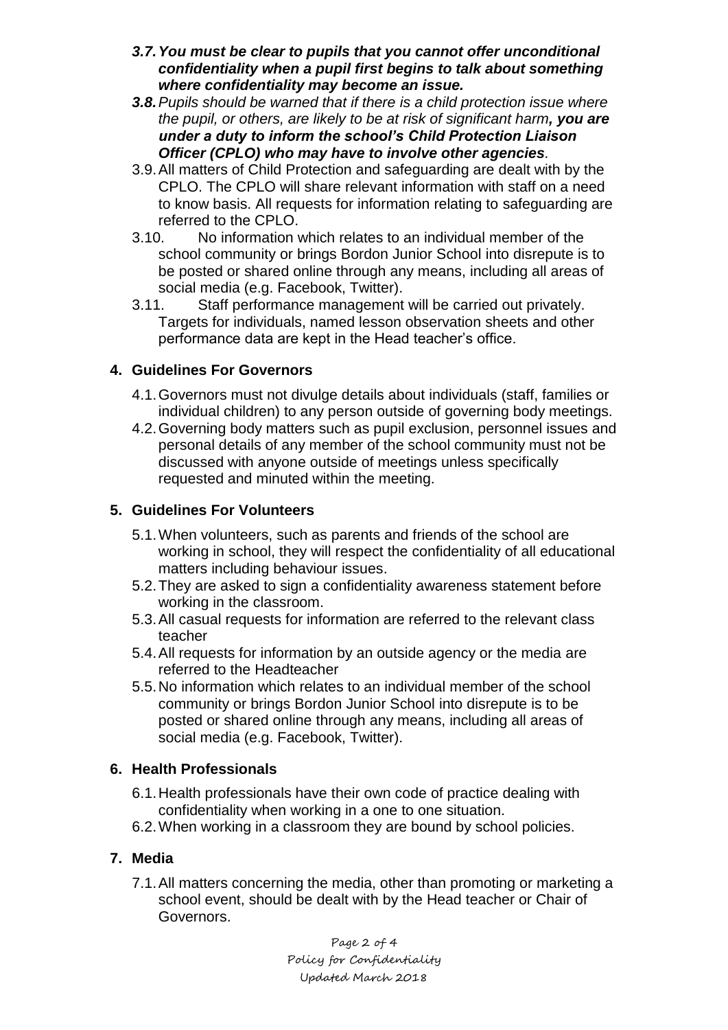3.7. ***You must be clear to pupils that you cannot offer unconditional confidentiality when a pupil first begins to talk about something where confidentiality may become an issue.***

3.8. *Pupils should be warned that if there is a child protection issue where the pupil, or others, are likely to be at risk of significant harm**, you are under a duty to inform the school's Child Protection Liaison Officer (CPLO) who may have to involve other agencies**.*

3.9. All matters of Child Protection and safeguarding are dealt with by the CPLO. The CPLO will share relevant information with staff on a need to know basis. All requests for information relating to safeguarding are referred to the CPLO.

3.10. No information which relates to an individual member of the school community or brings Bordon Junior School into disrepute is to be posted or shared online through any means, including all areas of social media (e.g. Facebook, Twitter).

3.11. Staff performance management will be carried out privately. Targets for individuals, named lesson observation sheets and other performance data are kept in the Head teacher's office.

## 4. Guidelines For Governors

4.1. Governors must not divulge details about individuals (staff, families or individual children) to any person outside of governing body meetings.

4.2. Governing body matters such as pupil exclusion, personnel issues and personal details of any member of the school community must not be discussed with anyone outside of meetings unless specifically requested and minuted within the meeting.

## 5. Guidelines For Volunteers

5.1. When volunteers, such as parents and friends of the school are working in school, they will respect the confidentiality of all educational matters including behaviour issues.

5.2. They are asked to sign a confidentiality awareness statement before working in the classroom.

5.3. All casual requests for information are referred to the relevant class teacher

5.4. All requests for information by an outside agency or the media are referred to the Headteacher

5.5. No information which relates to an individual member of the school community or brings Bordon Junior School into disrepute is to be posted or shared online through any means, including all areas of social media (e.g. Facebook, Twitter).

## 6. Health Professionals

6.1. Health professionals have their own code of practice dealing with confidentiality when working in a one to one situation.

6.2. When working in a classroom they are bound by school policies.

## 7. Media

7.1. All matters concerning the media, other than promoting or marketing a school event, should be dealt with by the Head teacher or Chair of Governors.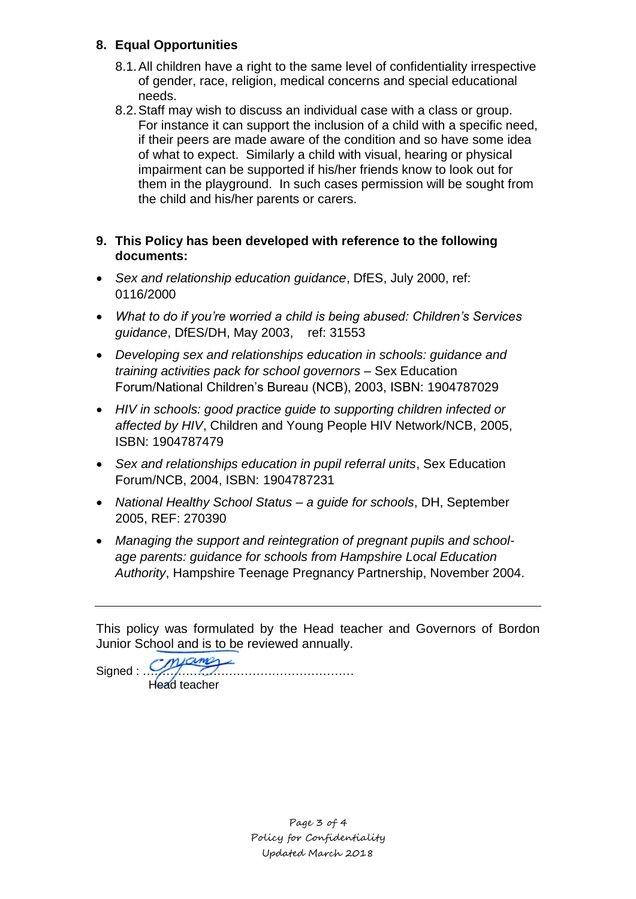## 8. Equal Opportunities

8.1. All children have a right to the same level of confidentiality irrespective of gender, race, religion, medical concerns and special educational needs.

8.2. Staff may wish to discuss an individual case with a class or group. For instance it can support the inclusion of a child with a specific need, if their peers are made aware of the condition and so have some idea of what to expect. Similarly a child with visual, hearing or physical impairment can be supported if his/her friends know to look out for them in the playground. In such cases permission will be sought from the child and his/her parents or carers.

## 9. This Policy has been developed with reference to the following documents:

- *Sex and relationship education guidance*, DfES, July 2000, ref: 0116/2000
- *What to do if you're worried a child is being abused: Children's Services guidance*, DfES/DH, May 2003, ref: 31553
- *Developing sex and relationships education in schools: guidance and training activities pack for school governors* – Sex Education Forum/National Children's Bureau (NCB), 2003, ISBN: 1904787029
- *HIV in schools: good practice guide to supporting children infected or affected by HIV*, Children and Young People HIV Network/NCB, 2005, ISBN: 1904787479
- *Sex and relationships education in pupil referral units*, Sex Education Forum/NCB, 2004, ISBN: 1904787231
- *National Healthy School Status – a guide for schools*, DH, September 2005, REF: 270390
- *Managing the support and reintegration of pregnant pupils and school-age parents: guidance for schools from Hampshire Local Education Authority*, Hampshire Teenage Pregnancy Partnership, November 2004.

---

This policy was formulated by the Head teacher and Governors of Bordon Junior School and is to be reviewed annually.

Signed : ………………………………………………

Head teacher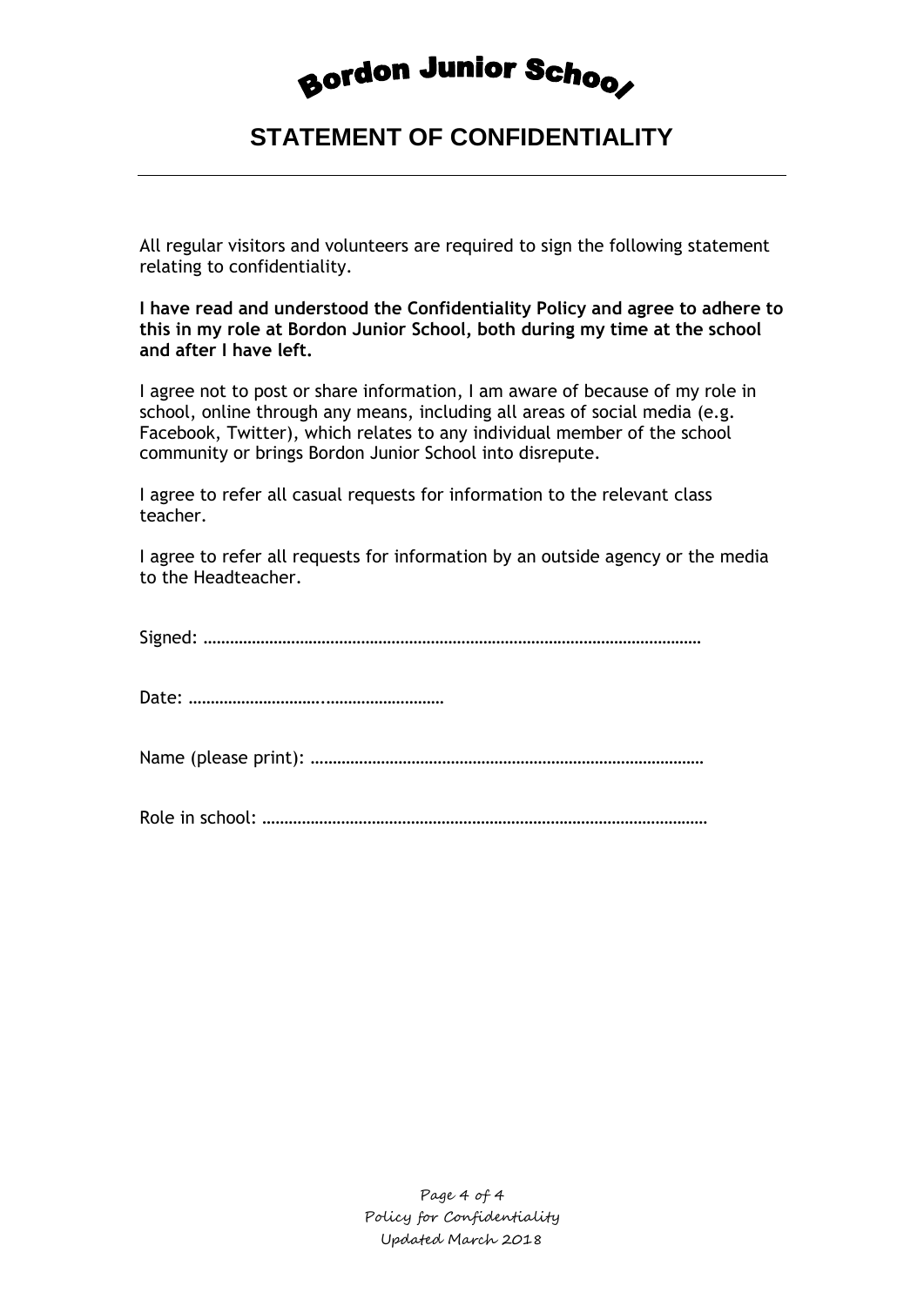# Bordon Junior School

## STATEMENT OF CONFIDENTIALITY

All regular visitors and volunteers are required to sign the following statement relating to confidentiality.

**I have read and understood the Confidentiality Policy and agree to adhere to this in my role at Bordon Junior School, both during my time at the school and after I have left.**

I agree not to post or share information, I am aware of because of my role in school, online through any means, including all areas of social media (e.g. Facebook, Twitter), which relates to any individual member of the school community or brings Bordon Junior School into disrepute.

I agree to refer all casual requests for information to the relevant class teacher.

I agree to refer all requests for information by an outside agency or the media to the Headteacher.

Signed: ……………………………………………………………………………………………………

Date: ………………………..………………………

Name (please print): ……………………………………………………………………………

Role in school: ……………………………………………………………………………………….